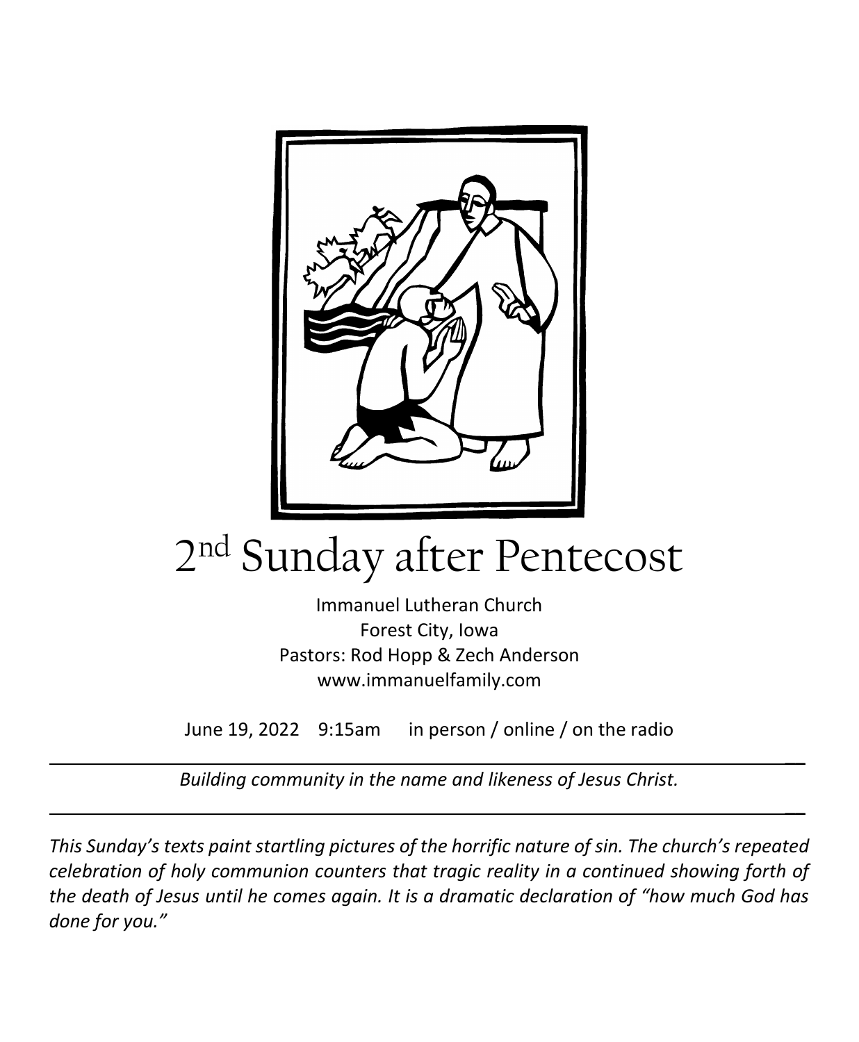# 2nd Sunday after Pentecost

Immanuel Lutheran Church
Forest City, Iowa
Pastors: Rod Hopp & Zech Anderson
www.immanuelfamily.com

June 19, 2022 9:15am in person / online / on the radio

---

*Building community in the name and likeness of Jesus Christ.*

---

*This Sunday's texts paint startling pictures of the horrific nature of sin. The church's repeated celebration of holy communion counters that tragic reality in a continued showing forth of the death of Jesus until he comes again. It is a dramatic declaration of "how much God has done for you."*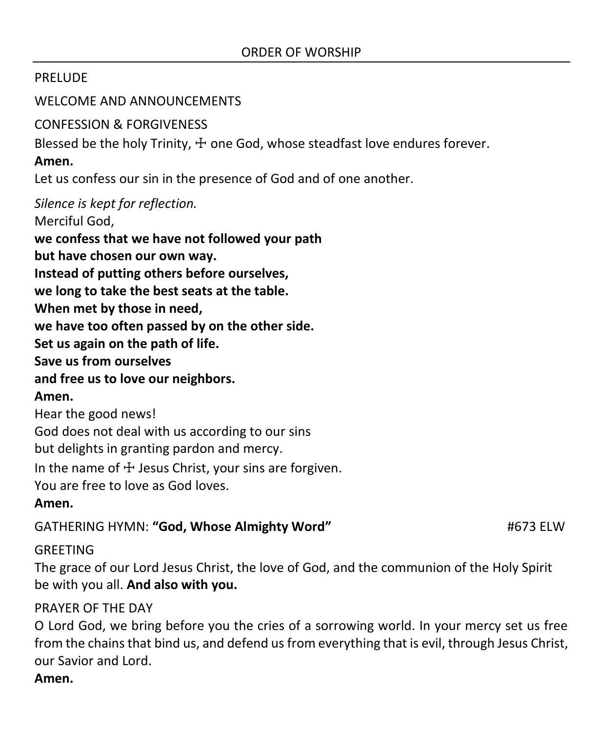# ORDER OF WORSHIP

PRELUDE

WELCOME AND ANNOUNCEMENTS

CONFESSION & FORGIVENESS

Blessed be the holy Trinity, ☩ one God, whose steadfast love endures forever.

**Amen.**

Let us confess our sin in the presence of God and of one another.

*Silence is kept for reflection.*

Merciful God,
**we confess that we have not followed your path**
**but have chosen our own way.**
**Instead of putting others before ourselves,**
**we long to take the best seats at the table.**
**When met by those in need,**
**we have too often passed by on the other side.**
**Set us again on the path of life.**
**Save us from ourselves**
**and free us to love our neighbors.**
**Amen.**

Hear the good news!
God does not deal with us according to our sins
but delights in granting pardon and mercy.
In the name of ☩ Jesus Christ, your sins are forgiven.
You are free to love as God loves.
**Amen.**

GATHERING HYMN: **"God, Whose Almighty Word"** #673 ELW

GREETING

The grace of our Lord Jesus Christ, the love of God, and the communion of the Holy Spirit be with you all. **And also with you.**

PRAYER OF THE DAY

O Lord God, we bring before you the cries of a sorrowing world. In your mercy set us free from the chains that bind us, and defend us from everything that is evil, through Jesus Christ, our Savior and Lord.

**Amen.**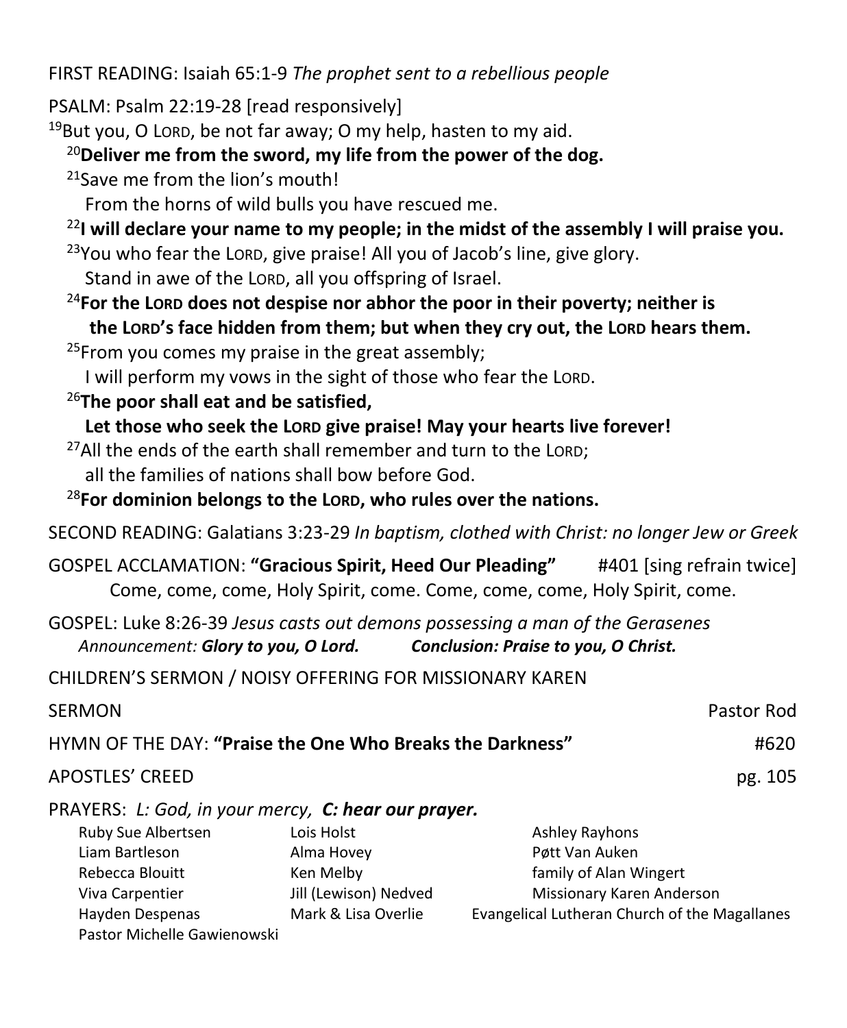FIRST READING: Isaiah 65:1-9 *The prophet sent to a rebellious people*

PSALM: Psalm 22:19-28 [read responsively]

[19]But you, O LORD, be not far away; O my help, hasten to my aid.

**[20]Deliver me from the sword, my life from the power of the dog.**

[21]Save me from the lion's mouth!
From the horns of wild bulls you have rescued me.

**[22]I will declare your name to my people; in the midst of the assembly I will praise you.**

[23]You who fear the LORD, give praise! All you of Jacob's line, give glory.
Stand in awe of the LORD, all you offspring of Israel.

**[24]For the LORD does not despise nor abhor the poor in their poverty; neither is the LORD's face hidden from them; but when they cry out, the LORD hears them.**

[25]From you comes my praise in the great assembly;
I will perform my vows in the sight of those who fear the LORD.

**[26]The poor shall eat and be satisfied,
Let those who seek the LORD give praise! May your hearts live forever!**

[27]All the ends of the earth shall remember and turn to the LORD;
all the families of nations shall bow before God.

**[28]For dominion belongs to the LORD, who rules over the nations.**

SECOND READING: Galatians 3:23-29 *In baptism, clothed with Christ: no longer Jew or Greek*

GOSPEL ACCLAMATION: **"Gracious Spirit, Heed Our Pleading"** #401 [sing refrain twice]
Come, come, come, Holy Spirit, come. Come, come, come, Holy Spirit, come.

GOSPEL: Luke 8:26-39 *Jesus casts out demons possessing a man of the Gerasenes*
*Announcement:* ***Glory to you, O Lord.*** *Conclusion:* ***Praise to you, O Christ.***

CHILDREN'S SERMON / NOISY OFFERING FOR MISSIONARY KAREN

SERMON Pastor Rod

HYMN OF THE DAY: **"Praise the One Who Breaks the Darkness"** #620

APOSTLES' CREED pg. 105

PRAYERS: *L: God, in your mercy,* ***C: hear our prayer.***

Ruby Sue Albertsen
Liam Bartleson
Rebecca Blouitt
Viva Carpentier
Hayden Despenas
Pastor Michelle Gawienowski
Lois Holst
Alma Hovey
Ken Melby
Jill (Lewison) Nedved
Mark & Lisa Overlie
Ashley Rayhons
Pøtt Van Auken
family of Alan Wingert
Missionary Karen Anderson
Evangelical Lutheran Church of the Magallanes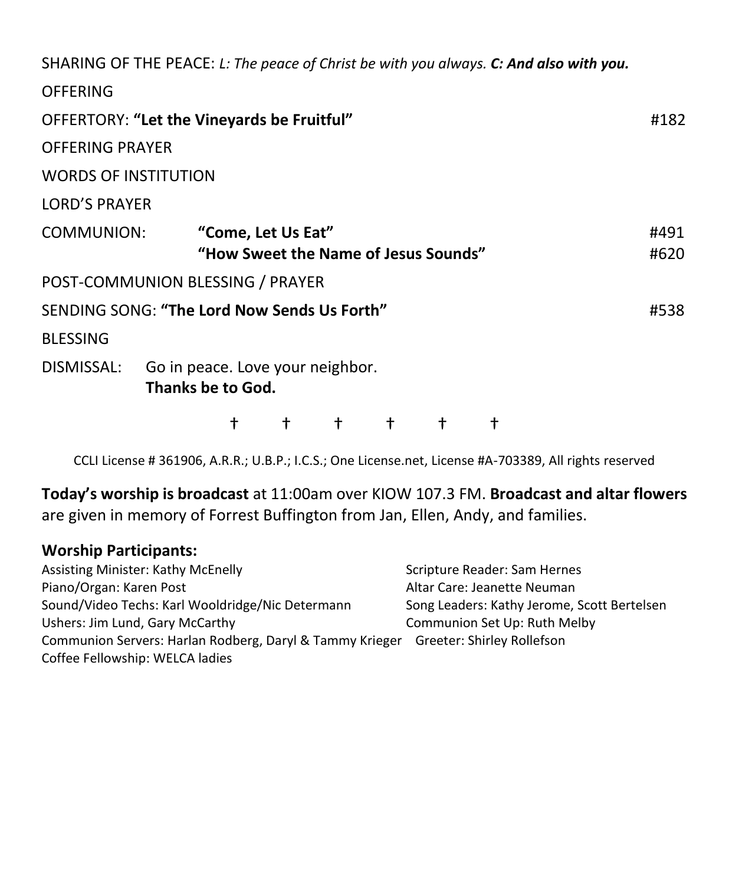SHARING OF THE PEACE: *L: The peace of Christ be with you always.* ***C: And also with you.***

OFFERING

OFFERTORY: **"Let the Vineyards be Fruitful"** #182

OFFERING PRAYER

WORDS OF INSTITUTION

LORD'S PRAYER

COMMUNION: **"Come, Let Us Eat"** #491
**"How Sweet the Name of Jesus Sounds"** #620

POST-COMMUNION BLESSING / PRAYER

SENDING SONG: **"The Lord Now Sends Us Forth"** #538

BLESSING

DISMISSAL: Go in peace. Love your neighbor.
**Thanks be to God.**

† † † † † †

CCLI License # 361906, A.R.R.; U.B.P.; I.C.S.; One License.net, License #A-703389, All rights reserved

**Today's worship is broadcast** at 11:00am over KIOW 107.3 FM. **Broadcast and altar flowers** are given in memory of Forrest Buffington from Jan, Ellen, Andy, and families.

**Worship Participants:**

Assisting Minister: Kathy McEnelly
Piano/Organ: Karen Post
Sound/Video Techs: Karl Wooldridge/Nic Determann
Ushers: Jim Lund, Gary McCarthy
Communion Servers: Harlan Rodberg, Daryl & Tammy Krieger
Coffee Fellowship: WELCA ladies
Scripture Reader: Sam Hernes
Altar Care: Jeanette Neuman
Song Leaders: Kathy Jerome, Scott Bertelsen
Communion Set Up: Ruth Melby
Greeter: Shirley Rollefson